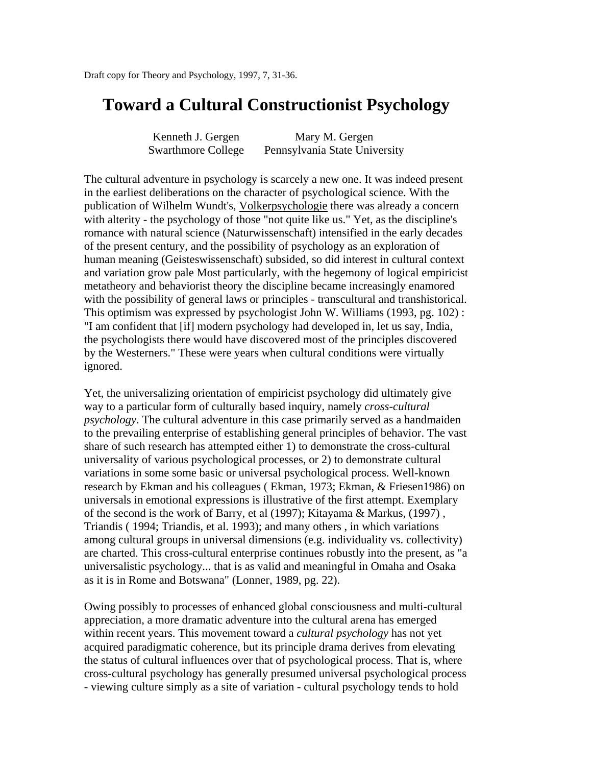Draft copy for Theory and Psychology, 1997, 7, 31-36.

# Toward a Cultural Constructionist Psychology

Kenneth J. Gergen  
Swarthmore College

Mary M. Gergen  
Pennsylvania State University

The cultural adventure in psychology is scarcely a new one. It was indeed present in the earliest deliberations on the character of psychological science. With the publication of Wilhelm Wundt's, Volkerpsychologie there was already a concern with alterity - the psychology of those "not quite like us." Yet, as the discipline's romance with natural science (Naturwissenschaft) intensified in the early decades of the present century, and the possibility of psychology as an exploration of human meaning (Geisteswissenschaft) subsided, so did interest in cultural context and variation grow pale Most particularly, with the hegemony of logical empiricist metatheory and behaviorist theory the discipline became increasingly enamored with the possibility of general laws or principles - transcultural and transhistorical. This optimism was expressed by psychologist John W. Williams (1993, pg. 102) : "I am confident that [if] modern psychology had developed in, let us say, India, the psychologists there would have discovered most of the principles discovered by the Westerners." These were years when cultural conditions were virtually ignored.

Yet, the universalizing orientation of empiricist psychology did ultimately give way to a particular form of culturally based inquiry, namely *cross-cultural psychology*. The cultural adventure in this case primarily served as a handmaiden to the prevailing enterprise of establishing general principles of behavior. The vast share of such research has attempted either 1) to demonstrate the cross-cultural universality of various psychological processes, or 2) to demonstrate cultural variations in some some basic or universal psychological process. Well-known research by Ekman and his colleagues ( Ekman, 1973; Ekman, & Friesen1986) on universals in emotional expressions is illustrative of the first attempt. Exemplary of the second is the work of Barry, et al (1997); Kitayama & Markus, (1997) , Triandis ( 1994; Triandis, et al. 1993); and many others , in which variations among cultural groups in universal dimensions (e.g. individuality vs. collectivity) are charted. This cross-cultural enterprise continues robustly into the present, as "a universalistic psychology... that is as valid and meaningful in Omaha and Osaka as it is in Rome and Botswana" (Lonner, 1989, pg. 22).

Owing possibly to processes of enhanced global consciousness and multi-cultural appreciation, a more dramatic adventure into the cultural arena has emerged within recent years. This movement toward a *cultural psychology* has not yet acquired paradigmatic coherence, but its principle drama derives from elevating the status of cultural influences over that of psychological process. That is, where cross-cultural psychology has generally presumed universal psychological process - viewing culture simply as a site of variation - cultural psychology tends to hold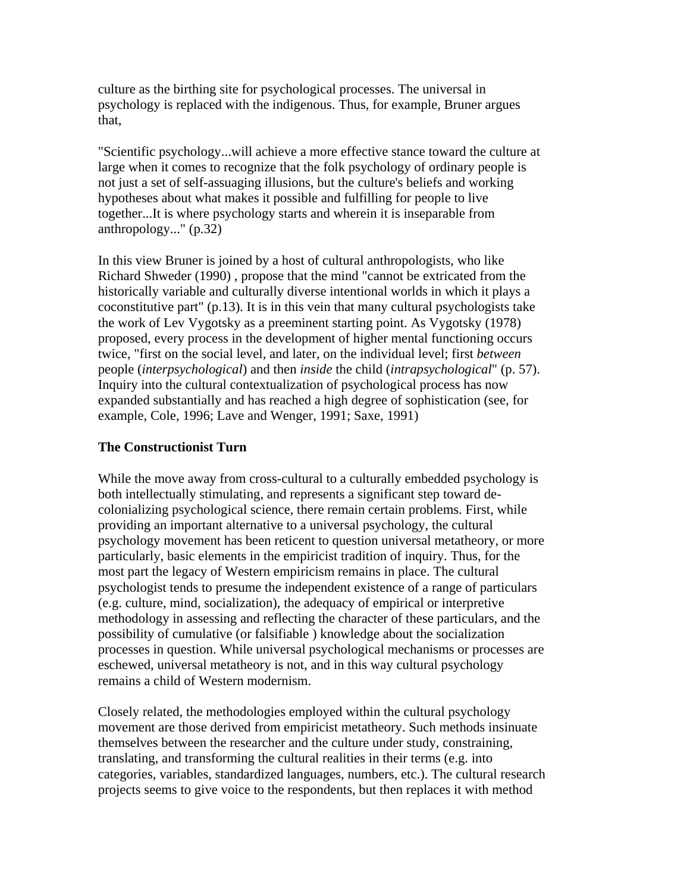culture as the birthing site for psychological processes. The universal in psychology is replaced with the indigenous. Thus, for example, Bruner argues that,

"Scientific psychology...will achieve a more effective stance toward the culture at large when it comes to recognize that the folk psychology of ordinary people is not just a set of self-assuaging illusions, but the culture's beliefs and working hypotheses about what makes it possible and fulfilling for people to live together...It is where psychology starts and wherein it is inseparable from anthropology..." (p.32)

In this view Bruner is joined by a host of cultural anthropologists, who like Richard Shweder (1990) , propose that the mind "cannot be extricated from the historically variable and culturally diverse intentional worlds in which it plays a coconstitutive part" (p.13). It is in this vein that many cultural psychologists take the work of Lev Vygotsky as a preeminent starting point. As Vygotsky (1978) proposed, every process in the development of higher mental functioning occurs twice, "first on the social level, and later, on the individual level; first *between* people (*interpsychological*) and then *inside* the child (*intrapsychological*" (p. 57). Inquiry into the cultural contextualization of psychological process has now expanded substantially and has reached a high degree of sophistication (see, for example, Cole, 1996; Lave and Wenger, 1991; Saxe, 1991)

**The Constructionist Turn**

While the move away from cross-cultural to a culturally embedded psychology is both intellectually stimulating, and represents a significant step toward de-colonializing psychological science, there remain certain problems. First, while providing an important alternative to a universal psychology, the cultural psychology movement has been reticent to question universal metatheory, or more particularly, basic elements in the empiricist tradition of inquiry. Thus, for the most part the legacy of Western empiricism remains in place. The cultural psychologist tends to presume the independent existence of a range of particulars (e.g. culture, mind, socialization), the adequacy of empirical or interpretive methodology in assessing and reflecting the character of these particulars, and the possibility of cumulative (or falsifiable ) knowledge about the socialization processes in question. While universal psychological mechanisms or processes are eschewed, universal metatheory is not, and in this way cultural psychology remains a child of Western modernism.

Closely related, the methodologies employed within the cultural psychology movement are those derived from empiricist metatheory. Such methods insinuate themselves between the researcher and the culture under study, constraining, translating, and transforming the cultural realities in their terms (e.g. into categories, variables, standardized languages, numbers, etc.). The cultural research projects seems to give voice to the respondents, but then replaces it with method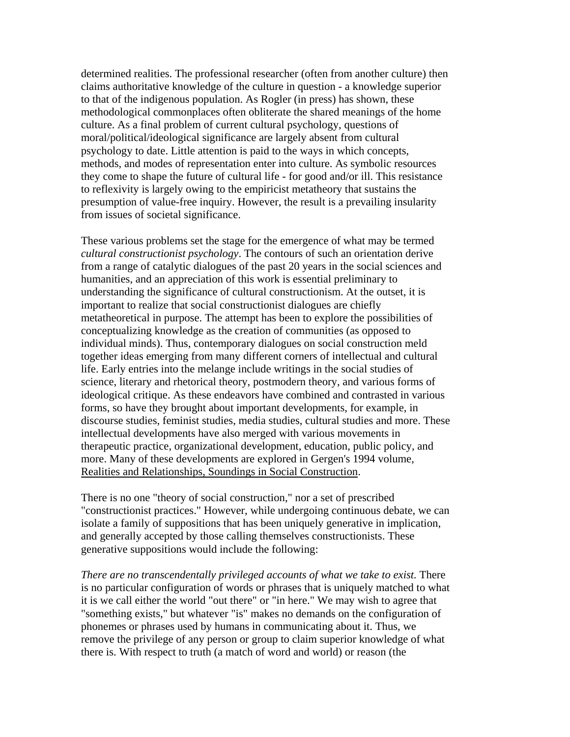determined realities. The professional researcher (often from another culture) then claims authoritative knowledge of the culture in question - a knowledge superior to that of the indigenous population. As Rogler (in press) has shown, these methodological commonplaces often obliterate the shared meanings of the home culture. As a final problem of current cultural psychology, questions of moral/political/ideological significance are largely absent from cultural psychology to date. Little attention is paid to the ways in which concepts, methods, and modes of representation enter into culture. As symbolic resources they come to shape the future of cultural life - for good and/or ill. This resistance to reflexivity is largely owing to the empiricist metatheory that sustains the presumption of value-free inquiry. However, the result is a prevailing insularity from issues of societal significance.

These various problems set the stage for the emergence of what may be termed *cultural constructionist psychology*. The contours of such an orientation derive from a range of catalytic dialogues of the past 20 years in the social sciences and humanities, and an appreciation of this work is essential preliminary to understanding the significance of cultural constructionism. At the outset, it is important to realize that social constructionist dialogues are chiefly metatheoretical in purpose. The attempt has been to explore the possibilities of conceptualizing knowledge as the creation of communities (as opposed to individual minds). Thus, contemporary dialogues on social construction meld together ideas emerging from many different corners of intellectual and cultural life. Early entries into the melange include writings in the social studies of science, literary and rhetorical theory, postmodern theory, and various forms of ideological critique. As these endeavors have combined and contrasted in various forms, so have they brought about important developments, for example, in discourse studies, feminist studies, media studies, cultural studies and more. These intellectual developments have also merged with various movements in therapeutic practice, organizational development, education, public policy, and more. Many of these developments are explored in Gergen's 1994 volume, Realities and Relationships, Soundings in Social Construction.

There is no one "theory of social construction," nor a set of prescribed "constructionist practices." However, while undergoing continuous debate, we can isolate a family of suppositions that has been uniquely generative in implication, and generally accepted by those calling themselves constructionists. These generative suppositions would include the following:

*There are no transcendentally privileged accounts of what we take to exist.* There is no particular configuration of words or phrases that is uniquely matched to what it is we call either the world "out there" or "in here." We may wish to agree that "something exists," but whatever "is" makes no demands on the configuration of phonemes or phrases used by humans in communicating about it. Thus, we remove the privilege of any person or group to claim superior knowledge of what there is. With respect to truth (a match of word and world) or reason (the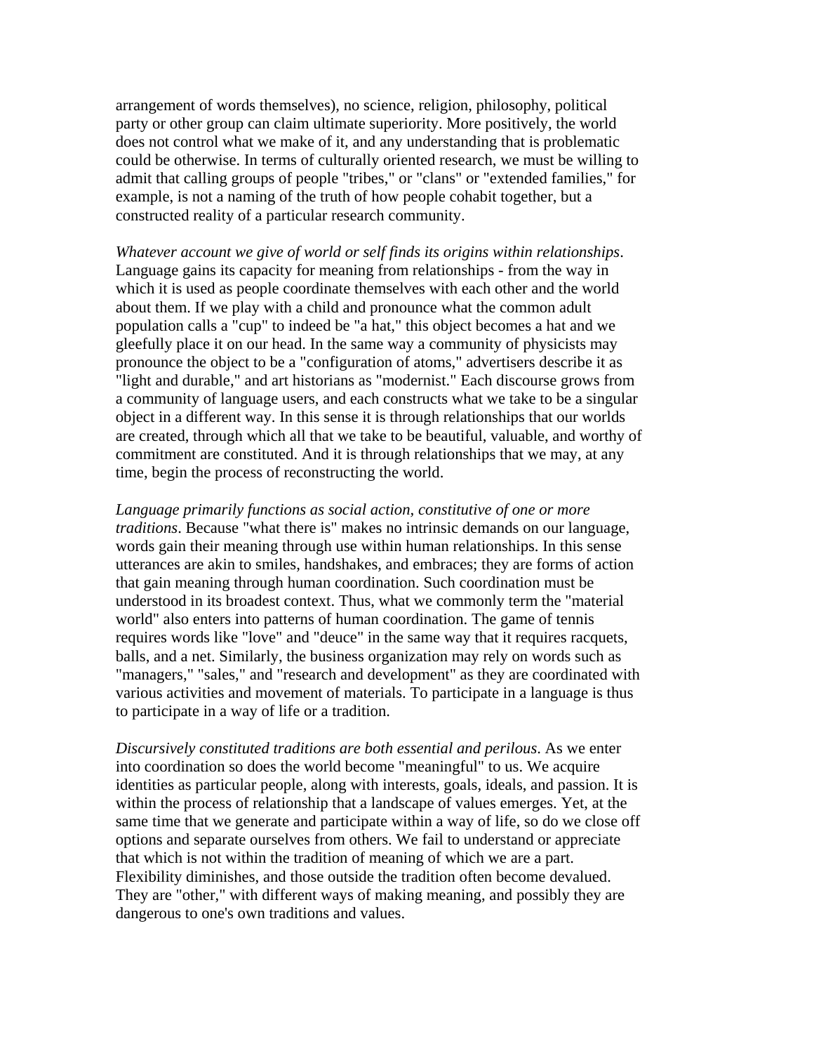arrangement of words themselves), no science, religion, philosophy, political party or other group can claim ultimate superiority. More positively, the world does not control what we make of it, and any understanding that is problematic could be otherwise. In terms of culturally oriented research, we must be willing to admit that calling groups of people "tribes," or "clans" or "extended families," for example, is not a naming of the truth of how people cohabit together, but a constructed reality of a particular research community.

*Whatever account we give of world or self finds its origins within relationships*. Language gains its capacity for meaning from relationships - from the way in which it is used as people coordinate themselves with each other and the world about them. If we play with a child and pronounce what the common adult population calls a "cup" to indeed be "a hat," this object becomes a hat and we gleefully place it on our head. In the same way a community of physicists may pronounce the object to be a "configuration of atoms," advertisers describe it as "light and durable," and art historians as "modernist." Each discourse grows from a community of language users, and each constructs what we take to be a singular object in a different way. In this sense it is through relationships that our worlds are created, through which all that we take to be beautiful, valuable, and worthy of commitment are constituted. And it is through relationships that we may, at any time, begin the process of reconstructing the world.

*Language primarily functions as social action, constitutive of one or more traditions*. Because "what there is" makes no intrinsic demands on our language, words gain their meaning through use within human relationships. In this sense utterances are akin to smiles, handshakes, and embraces; they are forms of action that gain meaning through human coordination. Such coordination must be understood in its broadest context. Thus, what we commonly term the "material world" also enters into patterns of human coordination. The game of tennis requires words like "love" and "deuce" in the same way that it requires racquets, balls, and a net. Similarly, the business organization may rely on words such as "managers," "sales," and "research and development" as they are coordinated with various activities and movement of materials. To participate in a language is thus to participate in a way of life or a tradition.

*Discursively constituted traditions are both essential and perilous*. As we enter into coordination so does the world become "meaningful" to us. We acquire identities as particular people, along with interests, goals, ideals, and passion. It is within the process of relationship that a landscape of values emerges. Yet, at the same time that we generate and participate within a way of life, so do we close off options and separate ourselves from others. We fail to understand or appreciate that which is not within the tradition of meaning of which we are a part. Flexibility diminishes, and those outside the tradition often become devalued. They are "other," with different ways of making meaning, and possibly they are dangerous to one's own traditions and values.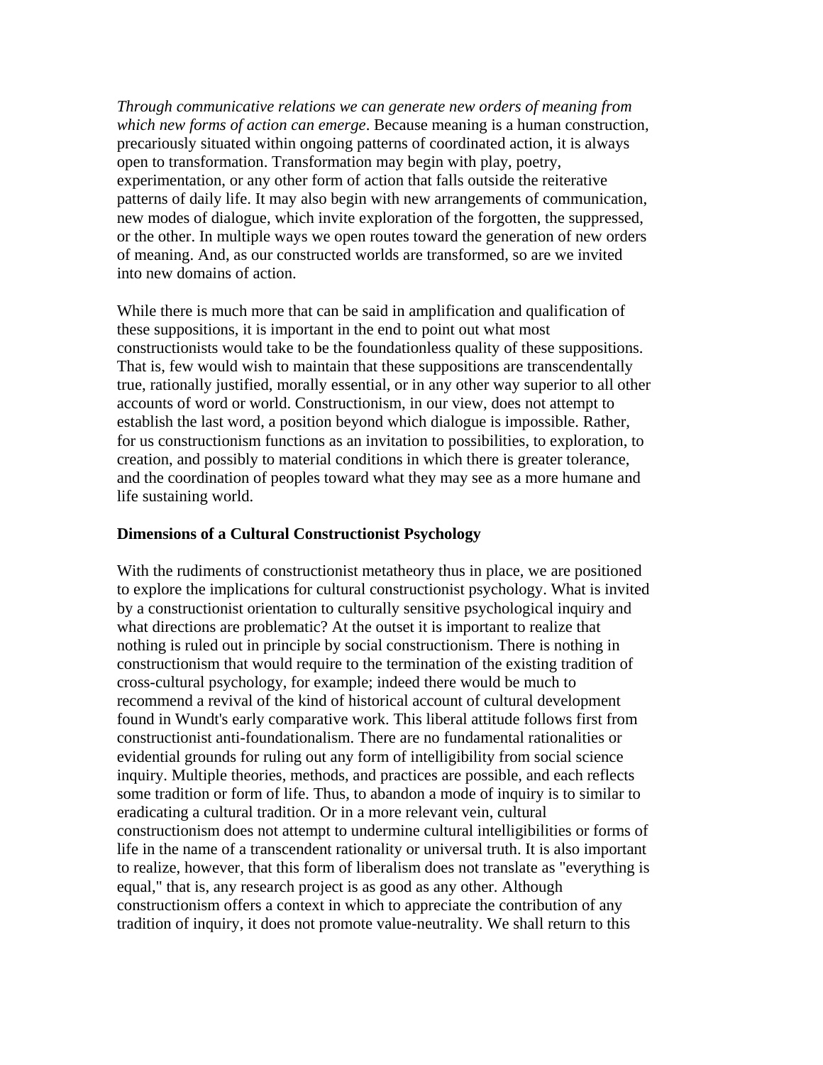*Through communicative relations we can generate new orders of meaning from which new forms of action can emerge*. Because meaning is a human construction, precariously situated within ongoing patterns of coordinated action, it is always open to transformation. Transformation may begin with play, poetry, experimentation, or any other form of action that falls outside the reiterative patterns of daily life. It may also begin with new arrangements of communication, new modes of dialogue, which invite exploration of the forgotten, the suppressed, or the other. In multiple ways we open routes toward the generation of new orders of meaning. And, as our constructed worlds are transformed, so are we invited into new domains of action.

While there is much more that can be said in amplification and qualification of these suppositions, it is important in the end to point out what most constructionists would take to be the foundationless quality of these suppositions. That is, few would wish to maintain that these suppositions are transcendentally true, rationally justified, morally essential, or in any other way superior to all other accounts of word or world. Constructionism, in our view, does not attempt to establish the last word, a position beyond which dialogue is impossible. Rather, for us constructionism functions as an invitation to possibilities, to exploration, to creation, and possibly to material conditions in which there is greater tolerance, and the coordination of peoples toward what they may see as a more humane and life sustaining world.

**Dimensions of a Cultural Constructionist Psychology**

With the rudiments of constructionist metatheory thus in place, we are positioned to explore the implications for cultural constructionist psychology. What is invited by a constructionist orientation to culturally sensitive psychological inquiry and what directions are problematic? At the outset it is important to realize that nothing is ruled out in principle by social constructionism. There is nothing in constructionism that would require to the termination of the existing tradition of cross-cultural psychology, for example; indeed there would be much to recommend a revival of the kind of historical account of cultural development found in Wundt's early comparative work. This liberal attitude follows first from constructionist anti-foundationalism. There are no fundamental rationalities or evidential grounds for ruling out any form of intelligibility from social science inquiry. Multiple theories, methods, and practices are possible, and each reflects some tradition or form of life. Thus, to abandon a mode of inquiry is to similar to eradicating a cultural tradition. Or in a more relevant vein, cultural constructionism does not attempt to undermine cultural intelligibilities or forms of life in the name of a transcendent rationality or universal truth. It is also important to realize, however, that this form of liberalism does not translate as "everything is equal," that is, any research project is as good as any other. Although constructionism offers a context in which to appreciate the contribution of any tradition of inquiry, it does not promote value-neutrality. We shall return to this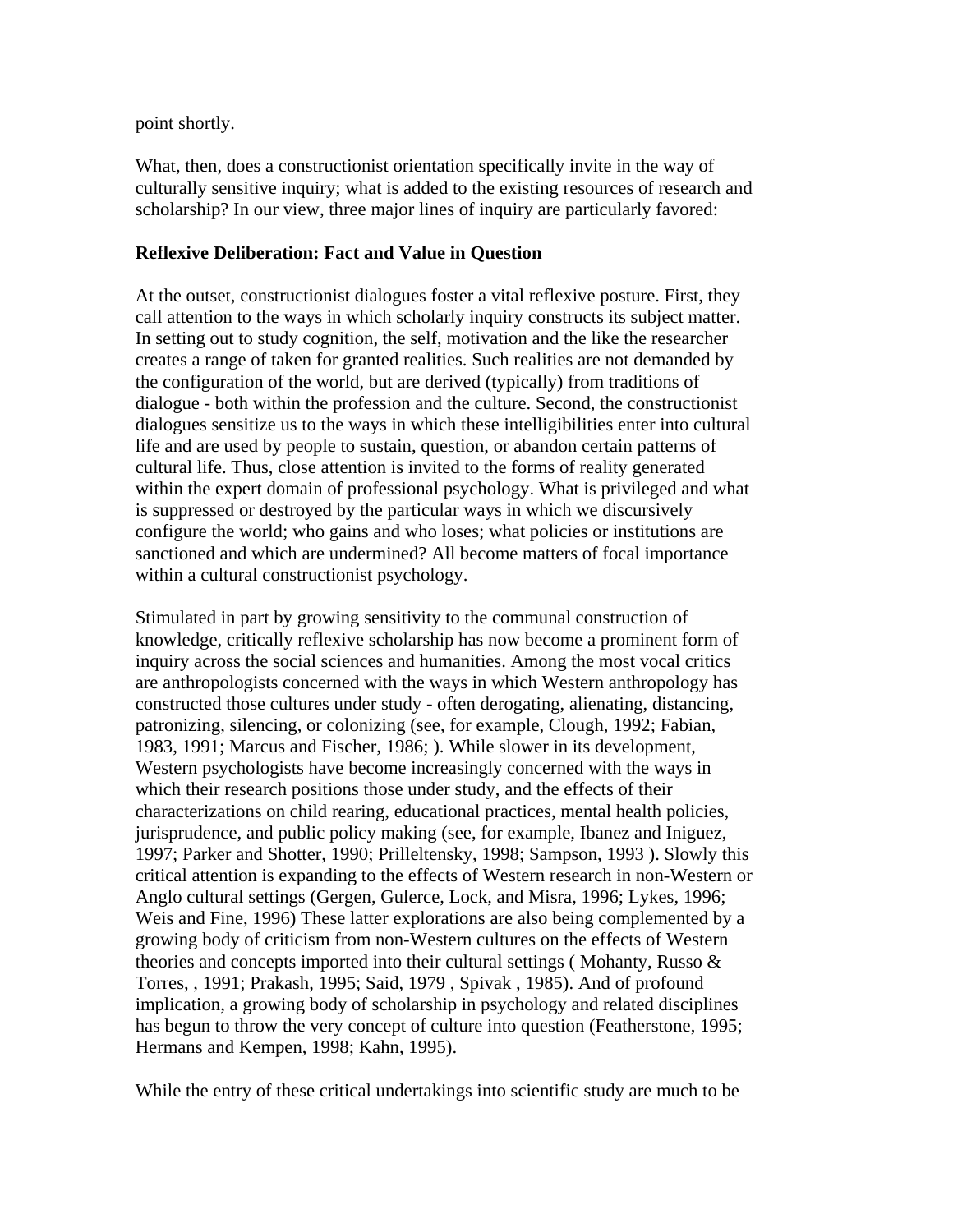point shortly.

What, then, does a constructionist orientation specifically invite in the way of culturally sensitive inquiry; what is added to the existing resources of research and scholarship? In our view, three major lines of inquiry are particularly favored:

**Reflexive Deliberation: Fact and Value in Question**

At the outset, constructionist dialogues foster a vital reflexive posture. First, they call attention to the ways in which scholarly inquiry constructs its subject matter. In setting out to study cognition, the self, motivation and the like the researcher creates a range of taken for granted realities. Such realities are not demanded by the configuration of the world, but are derived (typically) from traditions of dialogue - both within the profession and the culture. Second, the constructionist dialogues sensitize us to the ways in which these intelligibilities enter into cultural life and are used by people to sustain, question, or abandon certain patterns of cultural life. Thus, close attention is invited to the forms of reality generated within the expert domain of professional psychology. What is privileged and what is suppressed or destroyed by the particular ways in which we discursively configure the world; who gains and who loses; what policies or institutions are sanctioned and which are undermined? All become matters of focal importance within a cultural constructionist psychology.

Stimulated in part by growing sensitivity to the communal construction of knowledge, critically reflexive scholarship has now become a prominent form of inquiry across the social sciences and humanities. Among the most vocal critics are anthropologists concerned with the ways in which Western anthropology has constructed those cultures under study - often derogating, alienating, distancing, patronizing, silencing, or colonizing (see, for example, Clough, 1992; Fabian, 1983, 1991; Marcus and Fischer, 1986; ). While slower in its development, Western psychologists have become increasingly concerned with the ways in which their research positions those under study, and the effects of their characterizations on child rearing, educational practices, mental health policies, jurisprudence, and public policy making (see, for example, Ibanez and Iniguez, 1997; Parker and Shotter, 1990; Prilleltensky, 1998; Sampson, 1993 ). Slowly this critical attention is expanding to the effects of Western research in non-Western or Anglo cultural settings (Gergen, Gulerce, Lock, and Misra, 1996; Lykes, 1996; Weis and Fine, 1996) These latter explorations are also being complemented by a growing body of criticism from non-Western cultures on the effects of Western theories and concepts imported into their cultural settings ( Mohanty, Russo & Torres, , 1991; Prakash, 1995; Said, 1979 , Spivak , 1985). And of profound implication, a growing body of scholarship in psychology and related disciplines has begun to throw the very concept of culture into question (Featherstone, 1995; Hermans and Kempen, 1998; Kahn, 1995).

While the entry of these critical undertakings into scientific study are much to be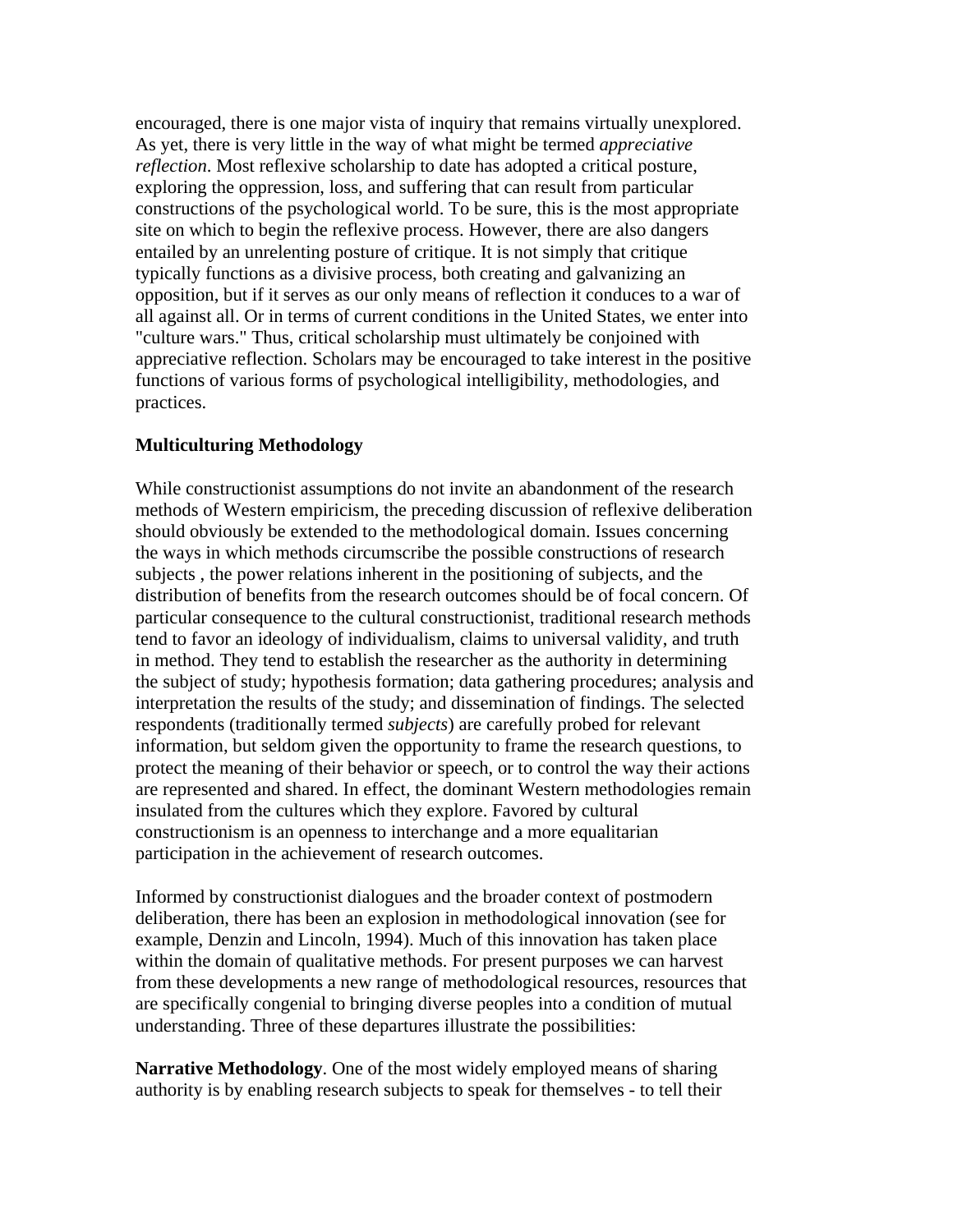encouraged, there is one major vista of inquiry that remains virtually unexplored. As yet, there is very little in the way of what might be termed *appreciative reflection*. Most reflexive scholarship to date has adopted a critical posture, exploring the oppression, loss, and suffering that can result from particular constructions of the psychological world. To be sure, this is the most appropriate site on which to begin the reflexive process. However, there are also dangers entailed by an unrelenting posture of critique. It is not simply that critique typically functions as a divisive process, both creating and galvanizing an opposition, but if it serves as our only means of reflection it conduces to a war of all against all. Or in terms of current conditions in the United States, we enter into "culture wars." Thus, critical scholarship must ultimately be conjoined with appreciative reflection. Scholars may be encouraged to take interest in the positive functions of various forms of psychological intelligibility, methodologies, and practices.

**Multiculturing Methodology**

While constructionist assumptions do not invite an abandonment of the research methods of Western empiricism, the preceding discussion of reflexive deliberation should obviously be extended to the methodological domain. Issues concerning the ways in which methods circumscribe the possible constructions of research subjects , the power relations inherent in the positioning of subjects, and the distribution of benefits from the research outcomes should be of focal concern. Of particular consequence to the cultural constructionist, traditional research methods tend to favor an ideology of individualism, claims to universal validity, and truth in method. They tend to establish the researcher as the authority in determining the subject of study; hypothesis formation; data gathering procedures; analysis and interpretation the results of the study; and dissemination of findings. The selected respondents (traditionally termed *subjects*) are carefully probed for relevant information, but seldom given the opportunity to frame the research questions, to protect the meaning of their behavior or speech, or to control the way their actions are represented and shared. In effect, the dominant Western methodologies remain insulated from the cultures which they explore. Favored by cultural constructionism is an openness to interchange and a more equalitarian participation in the achievement of research outcomes.

Informed by constructionist dialogues and the broader context of postmodern deliberation, there has been an explosion in methodological innovation (see for example, Denzin and Lincoln, 1994). Much of this innovation has taken place within the domain of qualitative methods. For present purposes we can harvest from these developments a new range of methodological resources, resources that are specifically congenial to bringing diverse peoples into a condition of mutual understanding. Three of these departures illustrate the possibilities:

**Narrative Methodology**. One of the most widely employed means of sharing authority is by enabling research subjects to speak for themselves - to tell their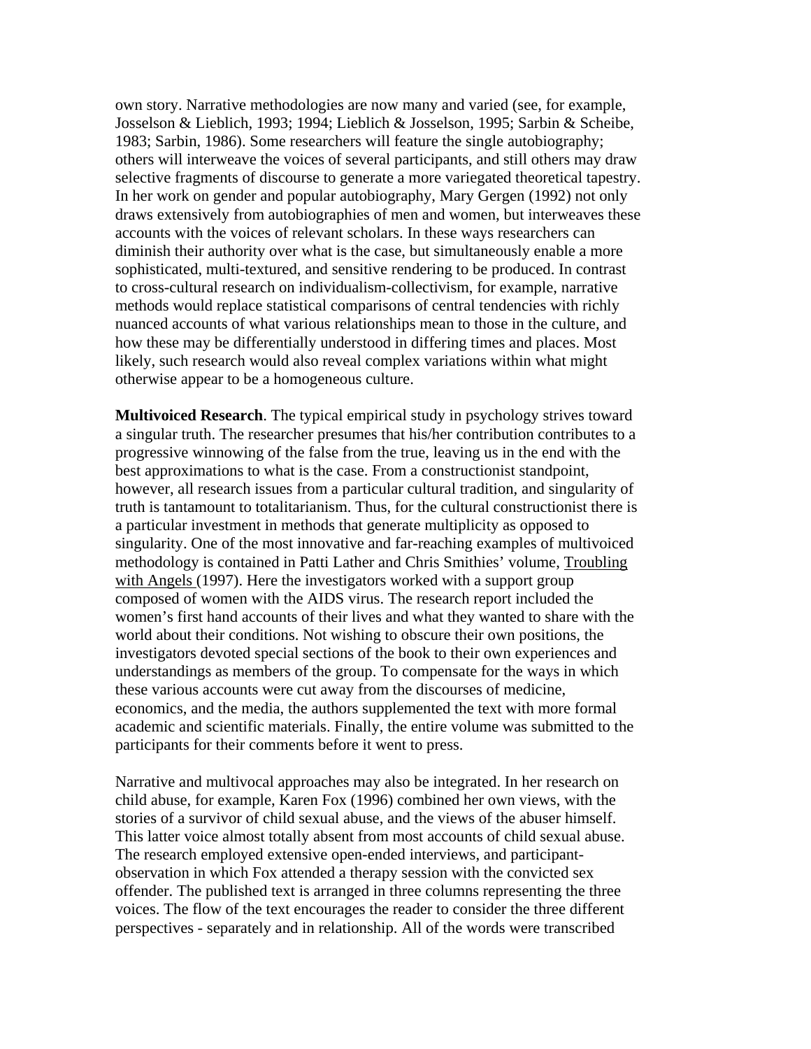own story. Narrative methodologies are now many and varied (see, for example, Josselson & Lieblich, 1993; 1994; Lieblich & Josselson, 1995; Sarbin & Scheibe, 1983; Sarbin, 1986). Some researchers will feature the single autobiography; others will interweave the voices of several participants, and still others may draw selective fragments of discourse to generate a more variegated theoretical tapestry. In her work on gender and popular autobiography, Mary Gergen (1992) not only draws extensively from autobiographies of men and women, but interweaves these accounts with the voices of relevant scholars. In these ways researchers can diminish their authority over what is the case, but simultaneously enable a more sophisticated, multi-textured, and sensitive rendering to be produced. In contrast to cross-cultural research on individualism-collectivism, for example, narrative methods would replace statistical comparisons of central tendencies with richly nuanced accounts of what various relationships mean to those in the culture, and how these may be differentially understood in differing times and places. Most likely, such research would also reveal complex variations within what might otherwise appear to be a homogeneous culture.

**Multivoiced Research**. The typical empirical study in psychology strives toward a singular truth. The researcher presumes that his/her contribution contributes to a progressive winnowing of the false from the true, leaving us in the end with the best approximations to what is the case. From a constructionist standpoint, however, all research issues from a particular cultural tradition, and singularity of truth is tantamount to totalitarianism. Thus, for the cultural constructionist there is a particular investment in methods that generate multiplicity as opposed to singularity. One of the most innovative and far-reaching examples of multivoiced methodology is contained in Patti Lather and Chris Smithies' volume, Troubling with Angels (1997). Here the investigators worked with a support group composed of women with the AIDS virus. The research report included the women's first hand accounts of their lives and what they wanted to share with the world about their conditions. Not wishing to obscure their own positions, the investigators devoted special sections of the book to their own experiences and understandings as members of the group. To compensate for the ways in which these various accounts were cut away from the discourses of medicine, economics, and the media, the authors supplemented the text with more formal academic and scientific materials. Finally, the entire volume was submitted to the participants for their comments before it went to press.

Narrative and multivocal approaches may also be integrated. In her research on child abuse, for example, Karen Fox (1996) combined her own views, with the stories of a survivor of child sexual abuse, and the views of the abuser himself. This latter voice almost totally absent from most accounts of child sexual abuse. The research employed extensive open-ended interviews, and participant-observation in which Fox attended a therapy session with the convicted sex offender. The published text is arranged in three columns representing the three voices. The flow of the text encourages the reader to consider the three different perspectives - separately and in relationship. All of the words were transcribed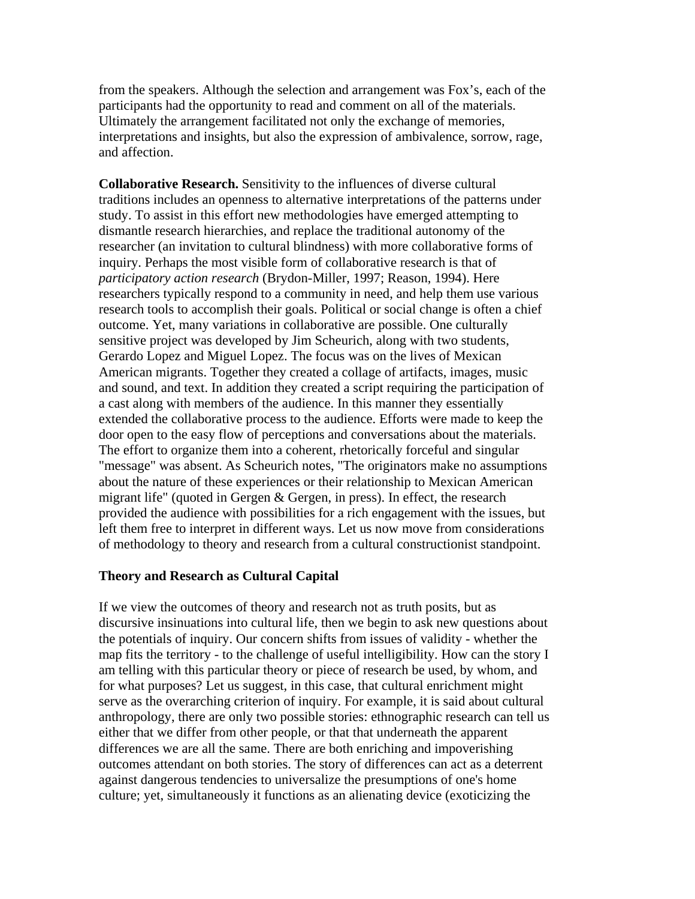from the speakers. Although the selection and arrangement was Fox's, each of the participants had the opportunity to read and comment on all of the materials. Ultimately the arrangement facilitated not only the exchange of memories, interpretations and insights, but also the expression of ambivalence, sorrow, rage, and affection.

**Collaborative Research.** Sensitivity to the influences of diverse cultural traditions includes an openness to alternative interpretations of the patterns under study. To assist in this effort new methodologies have emerged attempting to dismantle research hierarchies, and replace the traditional autonomy of the researcher (an invitation to cultural blindness) with more collaborative forms of inquiry. Perhaps the most visible form of collaborative research is that of *participatory action research* (Brydon-Miller, 1997; Reason, 1994). Here researchers typically respond to a community in need, and help them use various research tools to accomplish their goals. Political or social change is often a chief outcome. Yet, many variations in collaborative are possible. One culturally sensitive project was developed by Jim Scheurich, along with two students, Gerardo Lopez and Miguel Lopez. The focus was on the lives of Mexican American migrants. Together they created a collage of artifacts, images, music and sound, and text. In addition they created a script requiring the participation of a cast along with members of the audience. In this manner they essentially extended the collaborative process to the audience. Efforts were made to keep the door open to the easy flow of perceptions and conversations about the materials. The effort to organize them into a coherent, rhetorically forceful and singular "message" was absent. As Scheurich notes, "The originators make no assumptions about the nature of these experiences or their relationship to Mexican American migrant life" (quoted in Gergen & Gergen, in press). In effect, the research provided the audience with possibilities for a rich engagement with the issues, but left them free to interpret in different ways. Let us now move from considerations of methodology to theory and research from a cultural constructionist standpoint.

### Theory and Research as Cultural Capital

If we view the outcomes of theory and research not as truth posits, but as discursive insinuations into cultural life, then we begin to ask new questions about the potentials of inquiry. Our concern shifts from issues of validity - whether the map fits the territory - to the challenge of useful intelligibility. How can the story I am telling with this particular theory or piece of research be used, by whom, and for what purposes? Let us suggest, in this case, that cultural enrichment might serve as the overarching criterion of inquiry. For example, it is said about cultural anthropology, there are only two possible stories: ethnographic research can tell us either that we differ from other people, or that that underneath the apparent differences we are all the same. There are both enriching and impoverishing outcomes attendant on both stories. The story of differences can act as a deterrent against dangerous tendencies to universalize the presumptions of one's home culture; yet, simultaneously it functions as an alienating device (exoticizing the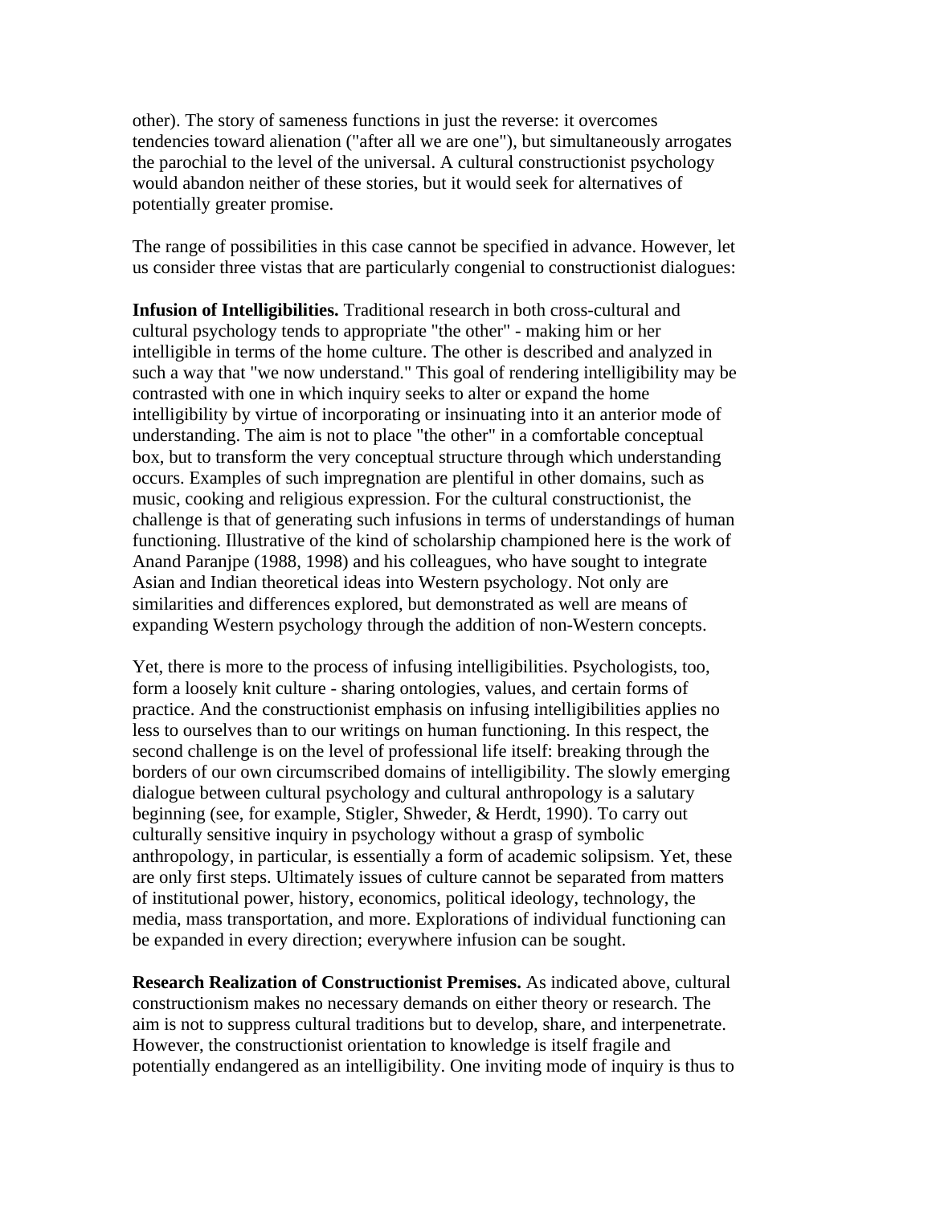other). The story of sameness functions in just the reverse: it overcomes tendencies toward alienation ("after all we are one"), but simultaneously arrogates the parochial to the level of the universal. A cultural constructionist psychology would abandon neither of these stories, but it would seek for alternatives of potentially greater promise.

The range of possibilities in this case cannot be specified in advance. However, let us consider three vistas that are particularly congenial to constructionist dialogues:

**Infusion of Intelligibilities.** Traditional research in both cross-cultural and cultural psychology tends to appropriate "the other" - making him or her intelligible in terms of the home culture. The other is described and analyzed in such a way that "we now understand." This goal of rendering intelligibility may be contrasted with one in which inquiry seeks to alter or expand the home intelligibility by virtue of incorporating or insinuating into it an anterior mode of understanding. The aim is not to place "the other" in a comfortable conceptual box, but to transform the very conceptual structure through which understanding occurs. Examples of such impregnation are plentiful in other domains, such as music, cooking and religious expression. For the cultural constructionist, the challenge is that of generating such infusions in terms of understandings of human functioning. Illustrative of the kind of scholarship championed here is the work of Anand Paranjpe (1988, 1998) and his colleagues, who have sought to integrate Asian and Indian theoretical ideas into Western psychology. Not only are similarities and differences explored, but demonstrated as well are means of expanding Western psychology through the addition of non-Western concepts.

Yet, there is more to the process of infusing intelligibilities. Psychologists, too, form a loosely knit culture - sharing ontologies, values, and certain forms of practice. And the constructionist emphasis on infusing intelligibilities applies no less to ourselves than to our writings on human functioning. In this respect, the second challenge is on the level of professional life itself: breaking through the borders of our own circumscribed domains of intelligibility. The slowly emerging dialogue between cultural psychology and cultural anthropology is a salutary beginning (see, for example, Stigler, Shweder, & Herdt, 1990). To carry out culturally sensitive inquiry in psychology without a grasp of symbolic anthropology, in particular, is essentially a form of academic solipsism. Yet, these are only first steps. Ultimately issues of culture cannot be separated from matters of institutional power, history, economics, political ideology, technology, the media, mass transportation, and more. Explorations of individual functioning can be expanded in every direction; everywhere infusion can be sought.

**Research Realization of Constructionist Premises.** As indicated above, cultural constructionism makes no necessary demands on either theory or research. The aim is not to suppress cultural traditions but to develop, share, and interpenetrate. However, the constructionist orientation to knowledge is itself fragile and potentially endangered as an intelligibility. One inviting mode of inquiry is thus to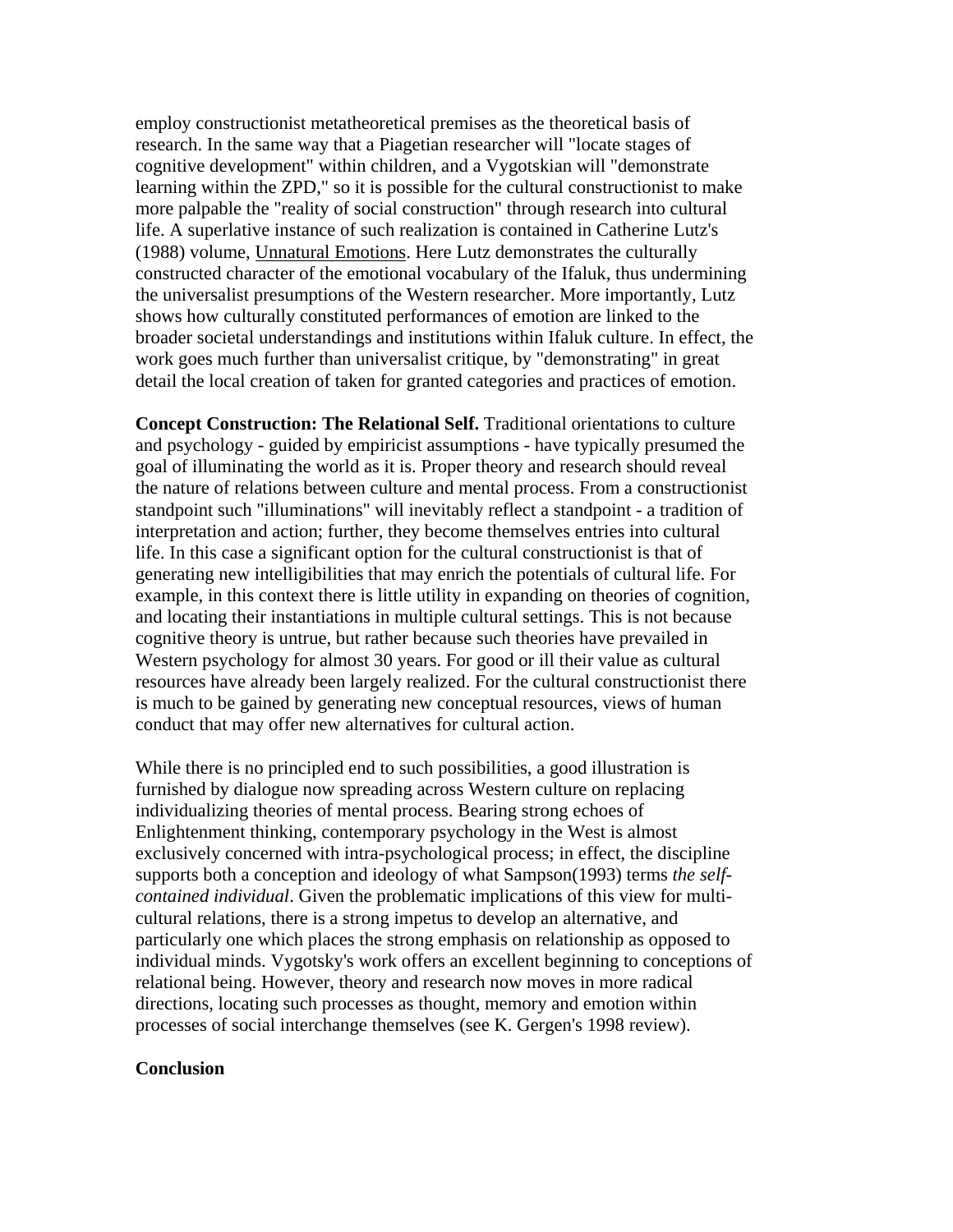employ constructionist metatheoretical premises as the theoretical basis of research. In the same way that a Piagetian researcher will "locate stages of cognitive development" within children, and a Vygotskian will "demonstrate learning within the ZPD," so it is possible for the cultural constructionist to make more palpable the "reality of social construction" through research into cultural life. A superlative instance of such realization is contained in Catherine Lutz's (1988) volume, Unnatural Emotions. Here Lutz demonstrates the culturally constructed character of the emotional vocabulary of the Ifaluk, thus undermining the universalist presumptions of the Western researcher. More importantly, Lutz shows how culturally constituted performances of emotion are linked to the broader societal understandings and institutions within Ifaluk culture. In effect, the work goes much further than universalist critique, by "demonstrating" in great detail the local creation of taken for granted categories and practices of emotion.

**Concept Construction: The Relational Self.** Traditional orientations to culture and psychology - guided by empiricist assumptions - have typically presumed the goal of illuminating the world as it is. Proper theory and research should reveal the nature of relations between culture and mental process. From a constructionist standpoint such "illuminations" will inevitably reflect a standpoint - a tradition of interpretation and action; further, they become themselves entries into cultural life. In this case a significant option for the cultural constructionist is that of generating new intelligibilities that may enrich the potentials of cultural life. For example, in this context there is little utility in expanding on theories of cognition, and locating their instantiations in multiple cultural settings. This is not because cognitive theory is untrue, but rather because such theories have prevailed in Western psychology for almost 30 years. For good or ill their value as cultural resources have already been largely realized. For the cultural constructionist there is much to be gained by generating new conceptual resources, views of human conduct that may offer new alternatives for cultural action.

While there is no principled end to such possibilities, a good illustration is furnished by dialogue now spreading across Western culture on replacing individualizing theories of mental process. Bearing strong echoes of Enlightenment thinking, contemporary psychology in the West is almost exclusively concerned with intra-psychological process; in effect, the discipline supports both a conception and ideology of what Sampson(1993) terms *the self-contained individual*. Given the problematic implications of this view for multi-cultural relations, there is a strong impetus to develop an alternative, and particularly one which places the strong emphasis on relationship as opposed to individual minds. Vygotsky's work offers an excellent beginning to conceptions of relational being. However, theory and research now moves in more radical directions, locating such processes as thought, memory and emotion within processes of social interchange themselves (see K. Gergen's 1998 review).

**Conclusion**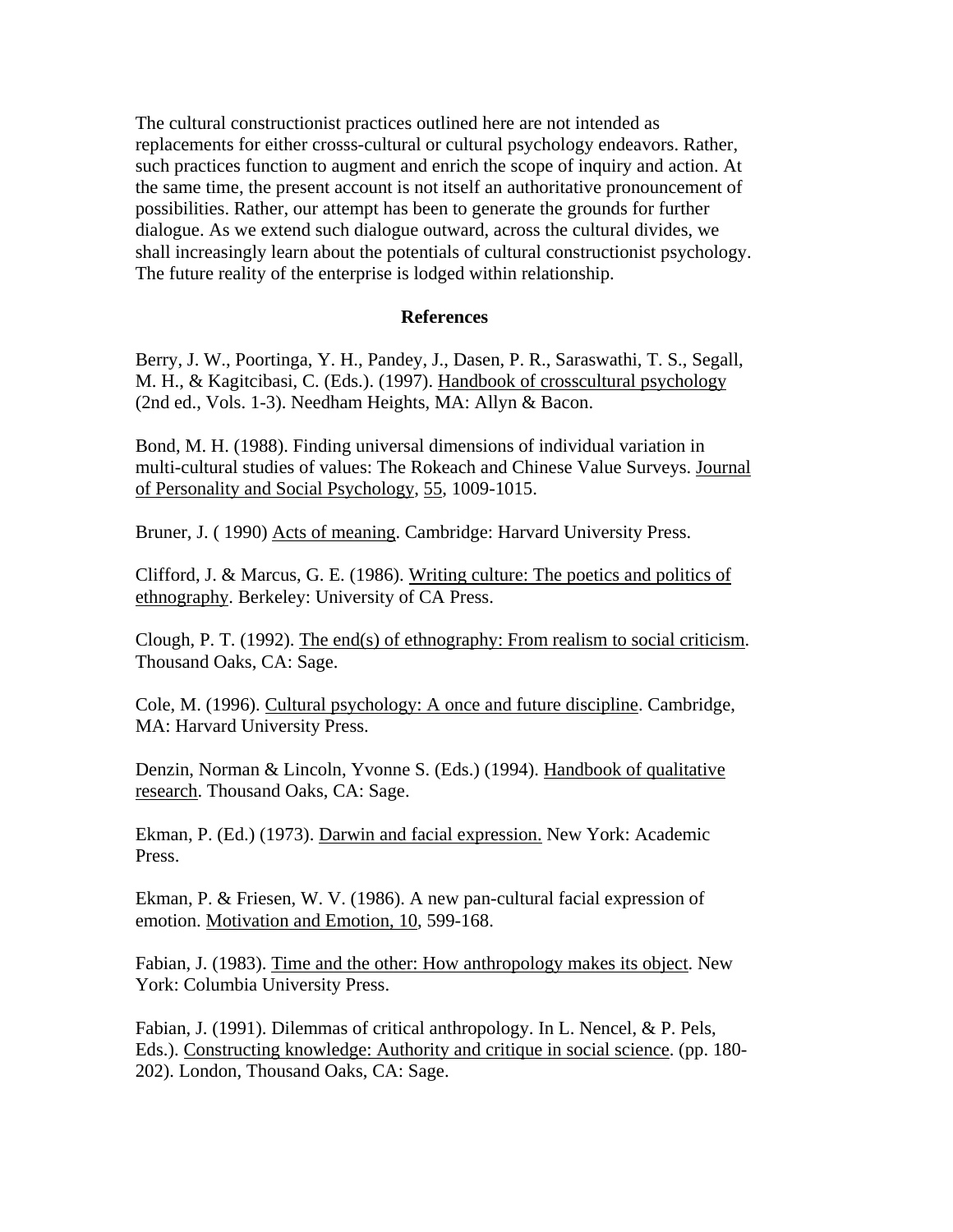The cultural constructionist practices outlined here are not intended as replacements for either crosss-cultural or cultural psychology endeavors. Rather, such practices function to augment and enrich the scope of inquiry and action. At the same time, the present account is not itself an authoritative pronouncement of possibilities. Rather, our attempt has been to generate the grounds for further dialogue. As we extend such dialogue outward, across the cultural divides, we shall increasingly learn about the potentials of cultural constructionist psychology. The future reality of the enterprise is lodged within relationship.

## References

Berry, J. W., Poortinga, Y. H., Pandey, J., Dasen, P. R., Saraswathi, T. S., Segall, M. H., & Kagitcibasi, C. (Eds.). (1997). Handbook of crosscultural psychology (2nd ed., Vols. 1-3). Needham Heights, MA: Allyn & Bacon.

Bond, M. H. (1988). Finding universal dimensions of individual variation in multi-cultural studies of values: The Rokeach and Chinese Value Surveys. Journal of Personality and Social Psychology, 55, 1009-1015.

Bruner, J. ( 1990) Acts of meaning. Cambridge: Harvard University Press.

Clifford, J. & Marcus, G. E. (1986). Writing culture: The poetics and politics of ethnography. Berkeley: University of CA Press.

Clough, P. T. (1992). The end(s) of ethnography: From realism to social criticism. Thousand Oaks, CA: Sage.

Cole, M. (1996). Cultural psychology: A once and future discipline. Cambridge, MA: Harvard University Press.

Denzin, Norman & Lincoln, Yvonne S. (Eds.) (1994). Handbook of qualitative research. Thousand Oaks, CA: Sage.

Ekman, P. (Ed.) (1973). Darwin and facial expression. New York: Academic Press.

Ekman, P. & Friesen, W. V. (1986). A new pan-cultural facial expression of emotion. Motivation and Emotion, 10, 599-168.

Fabian, J. (1983). Time and the other: How anthropology makes its object. New York: Columbia University Press.

Fabian, J. (1991). Dilemmas of critical anthropology. In L. Nencel, & P. Pels, Eds.). Constructing knowledge: Authority and critique in social science. (pp. 180-202). London, Thousand Oaks, CA: Sage.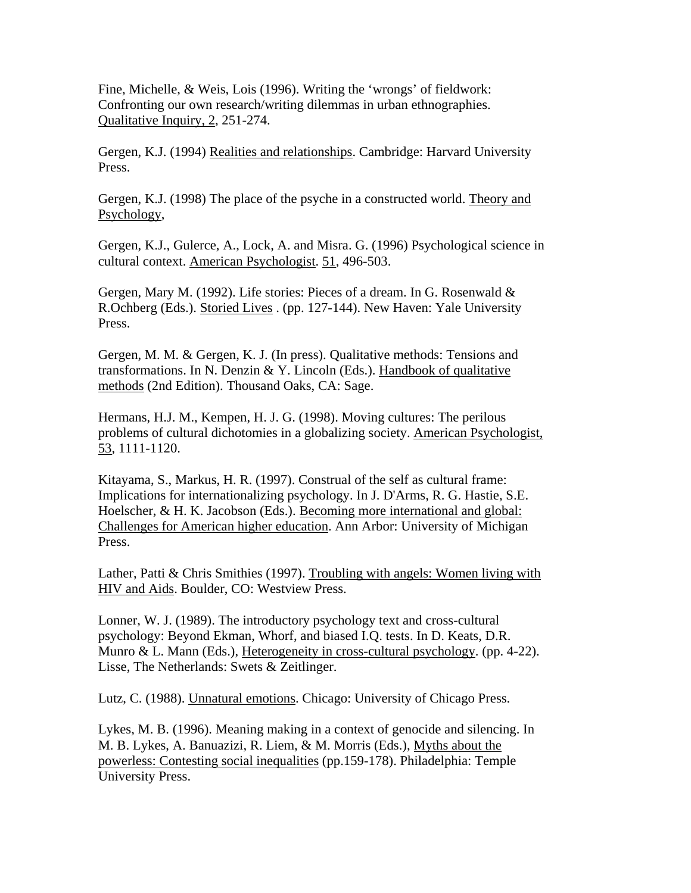Fine, Michelle, & Weis, Lois (1996). Writing the ‘wrongs’ of fieldwork: Confronting our own research/writing dilemmas in urban ethnographies. Qualitative Inquiry, 2, 251-274.

Gergen, K.J. (1994) Realities and relationships. Cambridge: Harvard University Press.

Gergen, K.J. (1998) The place of the psyche in a constructed world. Theory and Psychology,

Gergen, K.J., Gulerce, A., Lock, A. and Misra. G. (1996) Psychological science in cultural context. American Psychologist. 51, 496-503.

Gergen, Mary M. (1992). Life stories: Pieces of a dream. In G. Rosenwald & R.Ochberg (Eds.). Storied Lives . (pp. 127-144). New Haven: Yale University Press.

Gergen, M. M. & Gergen, K. J. (In press). Qualitative methods: Tensions and transformations. In N. Denzin & Y. Lincoln (Eds.). Handbook of qualitative methods (2nd Edition). Thousand Oaks, CA: Sage.

Hermans, H.J. M., Kempen, H. J. G. (1998). Moving cultures: The perilous problems of cultural dichotomies in a globalizing society. American Psychologist, 53, 1111-1120.

Kitayama, S., Markus, H. R. (1997). Construal of the self as cultural frame: Implications for internationalizing psychology. In J. D'Arms, R. G. Hastie, S.E. Hoelscher, & H. K. Jacobson (Eds.). Becoming more international and global: Challenges for American higher education. Ann Arbor: University of Michigan Press.

Lather, Patti & Chris Smithies (1997). Troubling with angels: Women living with HIV and Aids. Boulder, CO: Westview Press.

Lonner, W. J. (1989). The introductory psychology text and cross-cultural psychology: Beyond Ekman, Whorf, and biased I.Q. tests. In D. Keats, D.R. Munro & L. Mann (Eds.), Heterogeneity in cross-cultural psychology. (pp. 4-22). Lisse, The Netherlands: Swets & Zeitlinger.

Lutz, C. (1988). Unnatural emotions. Chicago: University of Chicago Press.

Lykes, M. B. (1996). Meaning making in a context of genocide and silencing. In M. B. Lykes, A. Banuazizi, R. Liem, & M. Morris (Eds.), Myths about the powerless: Contesting social inequalities (pp.159-178). Philadelphia: Temple University Press.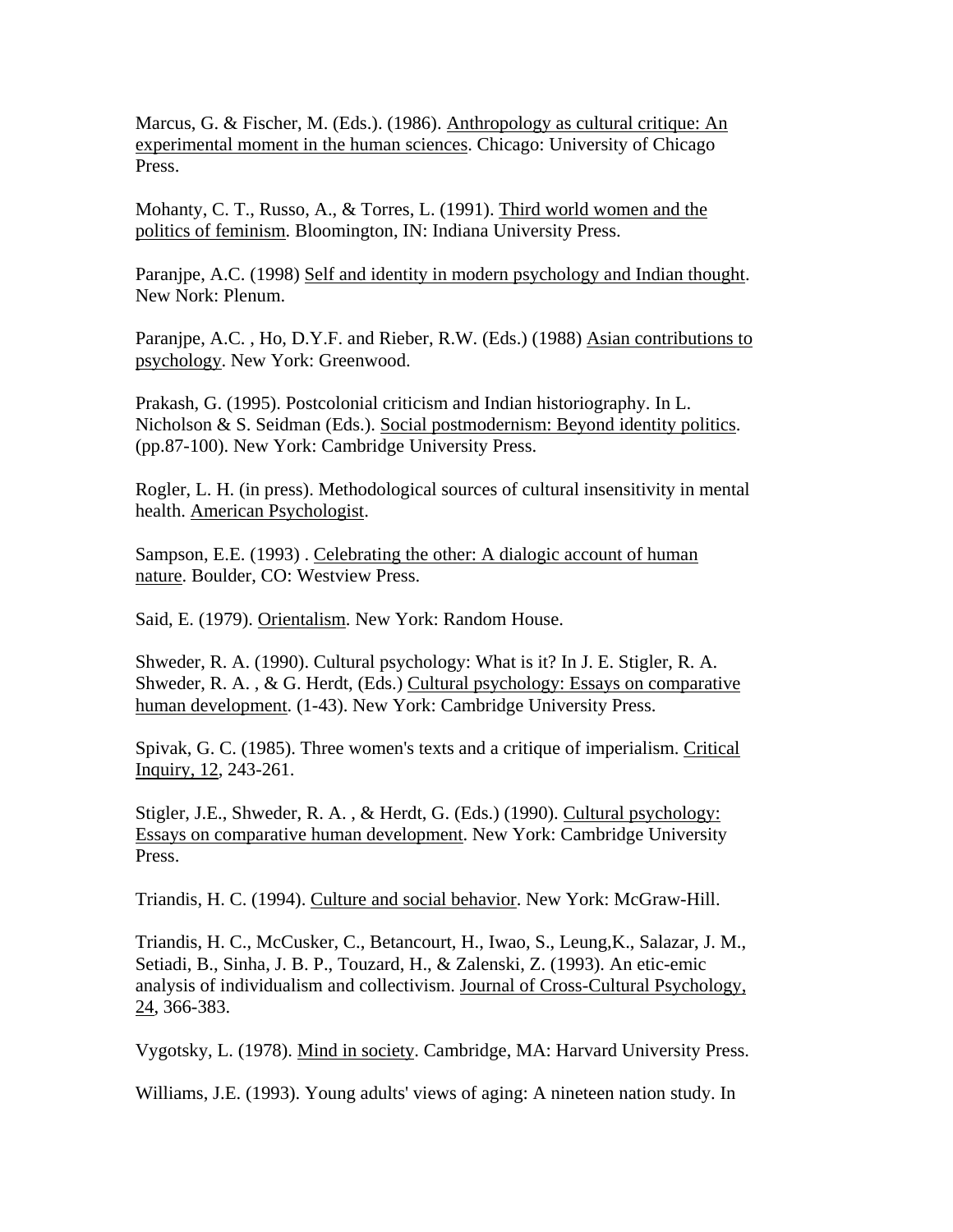Marcus, G. & Fischer, M. (Eds.). (1986). Anthropology as cultural critique: An experimental moment in the human sciences. Chicago: University of Chicago Press.

Mohanty, C. T., Russo, A., & Torres, L. (1991). Third world women and the politics of feminism. Bloomington, IN: Indiana University Press.

Paranjpe, A.C. (1998) Self and identity in modern psychology and Indian thought. New Nork: Plenum.

Paranjpe, A.C. , Ho, D.Y.F. and Rieber, R.W. (Eds.) (1988) Asian contributions to psychology. New York: Greenwood.

Prakash, G. (1995). Postcolonial criticism and Indian historiography. In L. Nicholson & S. Seidman (Eds.). Social postmodernism: Beyond identity politics. (pp.87-100). New York: Cambridge University Press.

Rogler, L. H. (in press). Methodological sources of cultural insensitivity in mental health. American Psychologist.

Sampson, E.E. (1993) . Celebrating the other: A dialogic account of human nature. Boulder, CO: Westview Press.

Said, E. (1979). Orientalism. New York: Random House.

Shweder, R. A. (1990). Cultural psychology: What is it? In J. E. Stigler, R. A. Shweder, R. A. , & G. Herdt, (Eds.) Cultural psychology: Essays on comparative human development. (1-43). New York: Cambridge University Press.

Spivak, G. C. (1985). Three women's texts and a critique of imperialism. Critical Inquiry, 12, 243-261.

Stigler, J.E., Shweder, R. A. , & Herdt, G. (Eds.) (1990). Cultural psychology: Essays on comparative human development. New York: Cambridge University Press.

Triandis, H. C. (1994). Culture and social behavior. New York: McGraw-Hill.

Triandis, H. C., McCusker, C., Betancourt, H., Iwao, S., Leung,K., Salazar, J. M., Setiadi, B., Sinha, J. B. P., Touzard, H., & Zalenski, Z. (1993). An etic-emic analysis of individualism and collectivism. Journal of Cross-Cultural Psychology, 24, 366-383.

Vygotsky, L. (1978). Mind in society. Cambridge, MA: Harvard University Press.

Williams, J.E. (1993). Young adults' views of aging: A nineteen nation study. In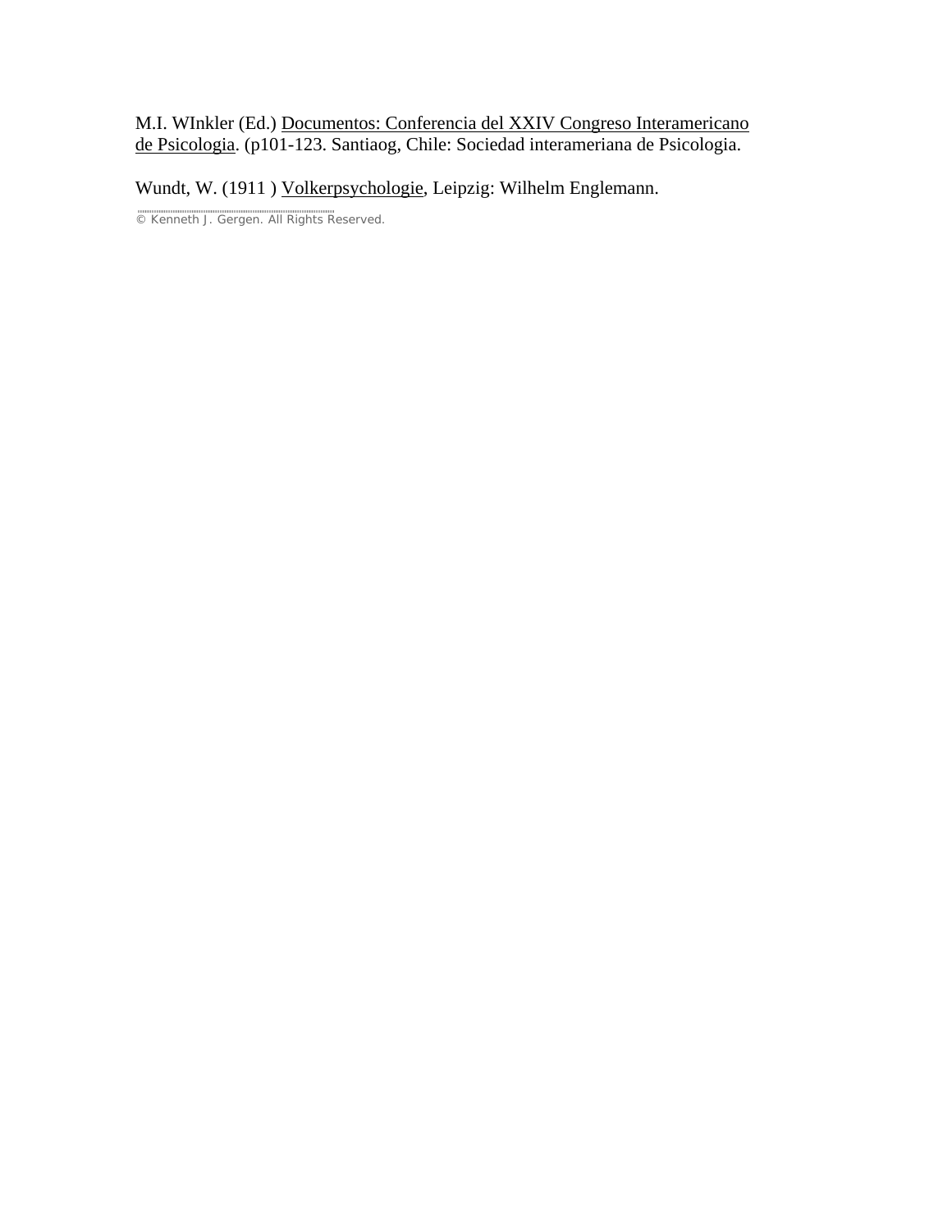M.I. WInkler (Ed.) Documentos: Conferencia del XXIV Congreso Interamericano de Psicologia. (p101-123. Santiaog, Chile: Sociedad interameriana de Psicologia.

Wundt, W. (1911 ) Volkerpsychologie, Leipzig: Wilhelm Englemann.

© Kenneth J. Gergen. All Rights Reserved.